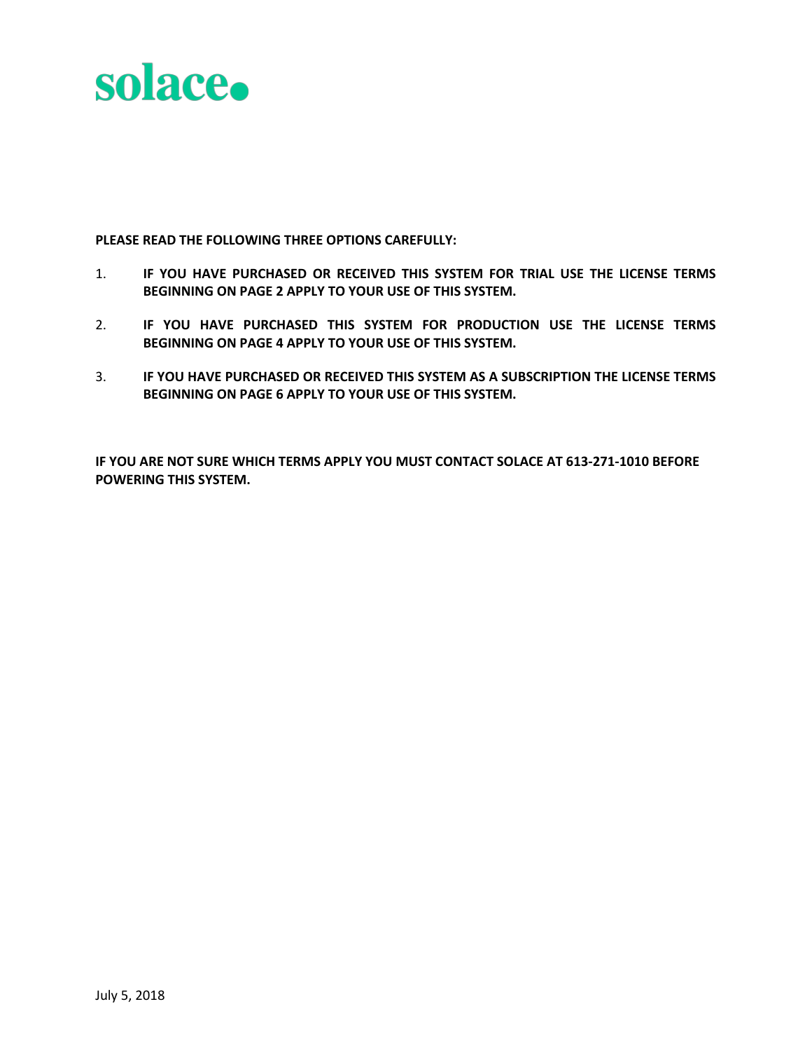# solace

**PLEASE READ THE FOLLOWING THREE OPTIONS CAREFULLY:**

1. **IF YOU HAVE PURCHASED OR RECEIVED THIS SYSTEM FOR TRIAL USE THE LICENSE TERMS BEGINNING ON PAGE 2 APPLY TO YOUR USE OF THIS SYSTEM.**

2. **IF YOU HAVE PURCHASED THIS SYSTEM FOR PRODUCTION USE THE LICENSE TERMS BEGINNING ON PAGE 4 APPLY TO YOUR USE OF THIS SYSTEM.**

3. **IF YOU HAVE PURCHASED OR RECEIVED THIS SYSTEM AS A SUBSCRIPTION THE LICENSE TERMS BEGINNING ON PAGE 6 APPLY TO YOUR USE OF THIS SYSTEM.**

**IF YOU ARE NOT SURE WHICH TERMS APPLY YOU MUST CONTACT SOLACE AT 613-271-1010 BEFORE POWERING THIS SYSTEM.**

July 5, 2018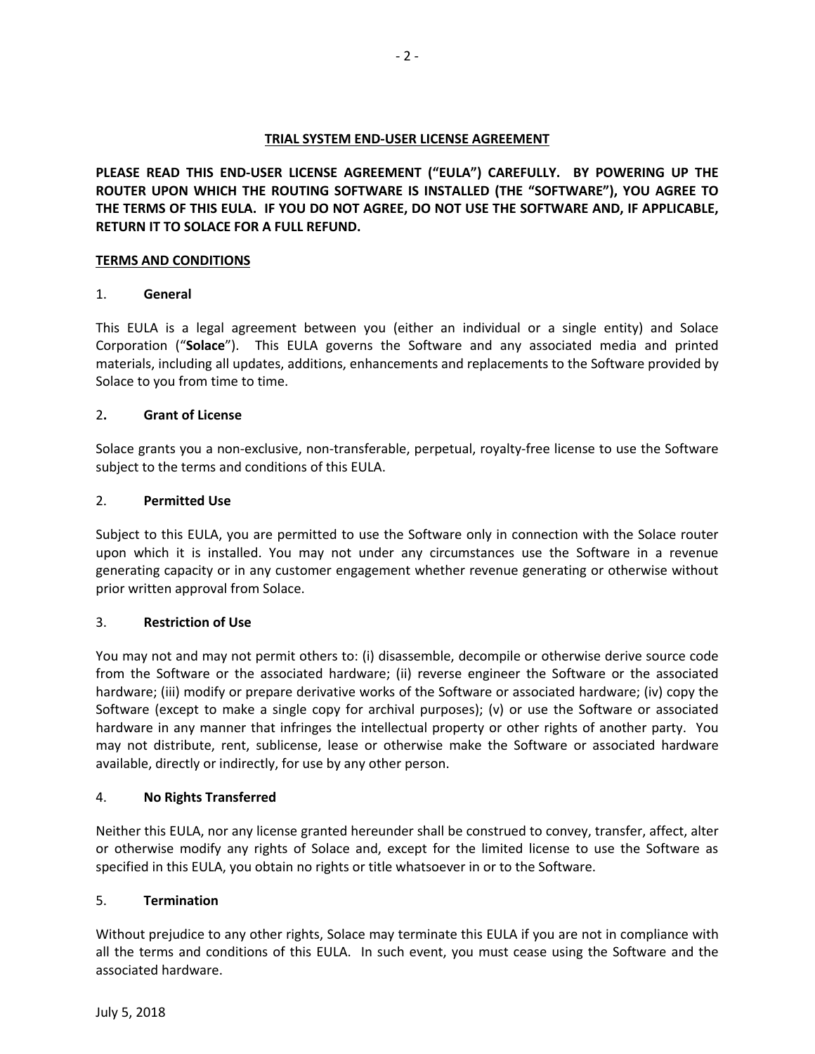# TRIAL SYSTEM END-USER LICENSE AGREEMENT

**PLEASE READ THIS END-USER LICENSE AGREEMENT ("EULA") CAREFULLY. BY POWERING UP THE ROUTER UPON WHICH THE ROUTING SOFTWARE IS INSTALLED (THE "SOFTWARE"), YOU AGREE TO THE TERMS OF THIS EULA. IF YOU DO NOT AGREE, DO NOT USE THE SOFTWARE AND, IF APPLICABLE, RETURN IT TO SOLACE FOR A FULL REFUND.**

## TERMS AND CONDITIONS

### 1. General

This EULA is a legal agreement between you (either an individual or a single entity) and Solace Corporation ("**Solace**"). This EULA governs the Software and any associated media and printed materials, including all updates, additions, enhancements and replacements to the Software provided by Solace to you from time to time.

### 2. Grant of License

Solace grants you a non-exclusive, non-transferable, perpetual, royalty-free license to use the Software subject to the terms and conditions of this EULA.

### 2. Permitted Use

Subject to this EULA, you are permitted to use the Software only in connection with the Solace router upon which it is installed. You may not under any circumstances use the Software in a revenue generating capacity or in any customer engagement whether revenue generating or otherwise without prior written approval from Solace.

### 3. Restriction of Use

You may not and may not permit others to: (i) disassemble, decompile or otherwise derive source code from the Software or the associated hardware; (ii) reverse engineer the Software or the associated hardware; (iii) modify or prepare derivative works of the Software or associated hardware; (iv) copy the Software (except to make a single copy for archival purposes); (v) or use the Software or associated hardware in any manner that infringes the intellectual property or other rights of another party. You may not distribute, rent, sublicense, lease or otherwise make the Software or associated hardware available, directly or indirectly, for use by any other person.

### 4. No Rights Transferred

Neither this EULA, nor any license granted hereunder shall be construed to convey, transfer, affect, alter or otherwise modify any rights of Solace and, except for the limited license to use the Software as specified in this EULA, you obtain no rights or title whatsoever in or to the Software.

### 5. Termination

Without prejudice to any other rights, Solace may terminate this EULA if you are not in compliance with all the terms and conditions of this EULA. In such event, you must cease using the Software and the associated hardware.

July 5, 2018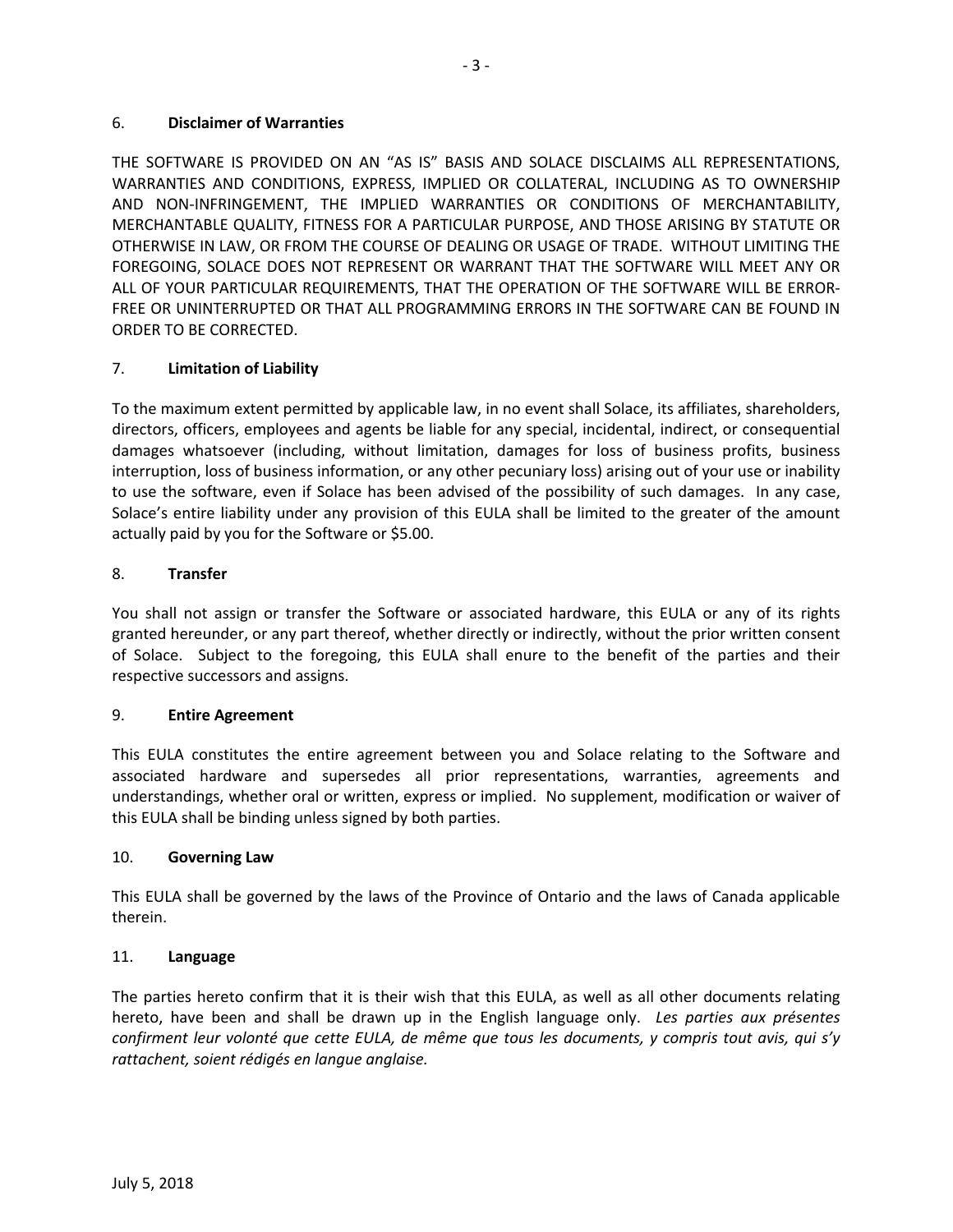## 6. **Disclaimer of Warranties**

THE SOFTWARE IS PROVIDED ON AN "AS IS" BASIS AND SOLACE DISCLAIMS ALL REPRESENTATIONS, WARRANTIES AND CONDITIONS, EXPRESS, IMPLIED OR COLLATERAL, INCLUDING AS TO OWNERSHIP AND NON-INFRINGEMENT, THE IMPLIED WARRANTIES OR CONDITIONS OF MERCHANTABILITY, MERCHANTABLE QUALITY, FITNESS FOR A PARTICULAR PURPOSE, AND THOSE ARISING BY STATUTE OR OTHERWISE IN LAW, OR FROM THE COURSE OF DEALING OR USAGE OF TRADE. WITHOUT LIMITING THE FOREGOING, SOLACE DOES NOT REPRESENT OR WARRANT THAT THE SOFTWARE WILL MEET ANY OR ALL OF YOUR PARTICULAR REQUIREMENTS, THAT THE OPERATION OF THE SOFTWARE WILL BE ERROR-FREE OR UNINTERRUPTED OR THAT ALL PROGRAMMING ERRORS IN THE SOFTWARE CAN BE FOUND IN ORDER TO BE CORRECTED.

## 7. **Limitation of Liability**

To the maximum extent permitted by applicable law, in no event shall Solace, its affiliates, shareholders, directors, officers, employees and agents be liable for any special, incidental, indirect, or consequential damages whatsoever (including, without limitation, damages for loss of business profits, business interruption, loss of business information, or any other pecuniary loss) arising out of your use or inability to use the software, even if Solace has been advised of the possibility of such damages. In any case, Solace's entire liability under any provision of this EULA shall be limited to the greater of the amount actually paid by you for the Software or $5.00.

## 8. **Transfer**

You shall not assign or transfer the Software or associated hardware, this EULA or any of its rights granted hereunder, or any part thereof, whether directly or indirectly, without the prior written consent of Solace. Subject to the foregoing, this EULA shall enure to the benefit of the parties and their respective successors and assigns.

## 9. **Entire Agreement**

This EULA constitutes the entire agreement between you and Solace relating to the Software and associated hardware and supersedes all prior representations, warranties, agreements and understandings, whether oral or written, express or implied. No supplement, modification or waiver of this EULA shall be binding unless signed by both parties.

## 10. **Governing Law**

This EULA shall be governed by the laws of the Province of Ontario and the laws of Canada applicable therein.

## 11. **Language**

The parties hereto confirm that it is their wish that this EULA, as well as all other documents relating hereto, have been and shall be drawn up in the English language only. *Les parties aux présentes confirment leur volonté que cette EULA, de même que tous les documents, y compris tout avis, qui s'y rattachent, soient rédigés en langue anglaise.*

July 5, 2018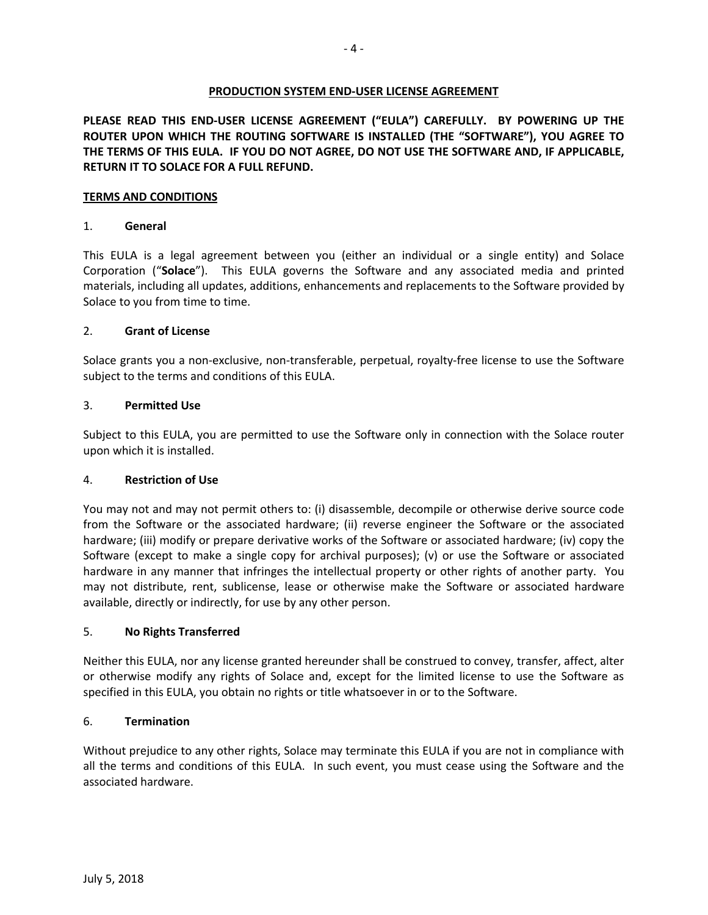## PRODUCTION SYSTEM END-USER LICENSE AGREEMENT

**PLEASE READ THIS END-USER LICENSE AGREEMENT ("EULA") CAREFULLY. BY POWERING UP THE ROUTER UPON WHICH THE ROUTING SOFTWARE IS INSTALLED (THE "SOFTWARE"), YOU AGREE TO THE TERMS OF THIS EULA. IF YOU DO NOT AGREE, DO NOT USE THE SOFTWARE AND, IF APPLICABLE, RETURN IT TO SOLACE FOR A FULL REFUND.**

### TERMS AND CONDITIONS

### 1. General

This EULA is a legal agreement between you (either an individual or a single entity) and Solace Corporation ("**Solace**"). This EULA governs the Software and any associated media and printed materials, including all updates, additions, enhancements and replacements to the Software provided by Solace to you from time to time.

### 2. Grant of License

Solace grants you a non-exclusive, non-transferable, perpetual, royalty-free license to use the Software subject to the terms and conditions of this EULA.

### 3. Permitted Use

Subject to this EULA, you are permitted to use the Software only in connection with the Solace router upon which it is installed.

### 4. Restriction of Use

You may not and may not permit others to: (i) disassemble, decompile or otherwise derive source code from the Software or the associated hardware; (ii) reverse engineer the Software or the associated hardware; (iii) modify or prepare derivative works of the Software or associated hardware; (iv) copy the Software (except to make a single copy for archival purposes); (v) or use the Software or associated hardware in any manner that infringes the intellectual property or other rights of another party. You may not distribute, rent, sublicense, lease or otherwise make the Software or associated hardware available, directly or indirectly, for use by any other person.

### 5. No Rights Transferred

Neither this EULA, nor any license granted hereunder shall be construed to convey, transfer, affect, alter or otherwise modify any rights of Solace and, except for the limited license to use the Software as specified in this EULA, you obtain no rights or title whatsoever in or to the Software.

### 6. Termination

Without prejudice to any other rights, Solace may terminate this EULA if you are not in compliance with all the terms and conditions of this EULA. In such event, you must cease using the Software and the associated hardware.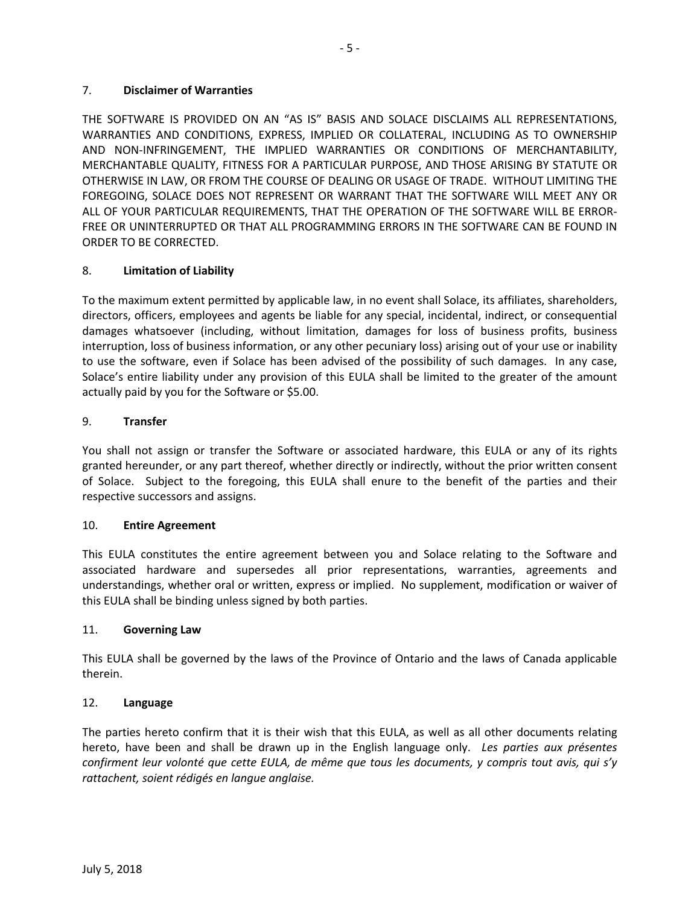## 7. **Disclaimer of Warranties**

THE SOFTWARE IS PROVIDED ON AN "AS IS" BASIS AND SOLACE DISCLAIMS ALL REPRESENTATIONS, WARRANTIES AND CONDITIONS, EXPRESS, IMPLIED OR COLLATERAL, INCLUDING AS TO OWNERSHIP AND NON-INFRINGEMENT, THE IMPLIED WARRANTIES OR CONDITIONS OF MERCHANTABILITY, MERCHANTABLE QUALITY, FITNESS FOR A PARTICULAR PURPOSE, AND THOSE ARISING BY STATUTE OR OTHERWISE IN LAW, OR FROM THE COURSE OF DEALING OR USAGE OF TRADE. WITHOUT LIMITING THE FOREGOING, SOLACE DOES NOT REPRESENT OR WARRANT THAT THE SOFTWARE WILL MEET ANY OR ALL OF YOUR PARTICULAR REQUIREMENTS, THAT THE OPERATION OF THE SOFTWARE WILL BE ERROR-FREE OR UNINTERRUPTED OR THAT ALL PROGRAMMING ERRORS IN THE SOFTWARE CAN BE FOUND IN ORDER TO BE CORRECTED.

## 8. **Limitation of Liability**

To the maximum extent permitted by applicable law, in no event shall Solace, its affiliates, shareholders, directors, officers, employees and agents be liable for any special, incidental, indirect, or consequential damages whatsoever (including, without limitation, damages for loss of business profits, business interruption, loss of business information, or any other pecuniary loss) arising out of your use or inability to use the software, even if Solace has been advised of the possibility of such damages. In any case, Solace's entire liability under any provision of this EULA shall be limited to the greater of the amount actually paid by you for the Software or $5.00.

## 9. **Transfer**

You shall not assign or transfer the Software or associated hardware, this EULA or any of its rights granted hereunder, or any part thereof, whether directly or indirectly, without the prior written consent of Solace. Subject to the foregoing, this EULA shall enure to the benefit of the parties and their respective successors and assigns.

## 10. **Entire Agreement**

This EULA constitutes the entire agreement between you and Solace relating to the Software and associated hardware and supersedes all prior representations, warranties, agreements and understandings, whether oral or written, express or implied. No supplement, modification or waiver of this EULA shall be binding unless signed by both parties.

## 11. **Governing Law**

This EULA shall be governed by the laws of the Province of Ontario and the laws of Canada applicable therein.

## 12. **Language**

The parties hereto confirm that it is their wish that this EULA, as well as all other documents relating hereto, have been and shall be drawn up in the English language only. *Les parties aux présentes confirment leur volonté que cette EULA, de même que tous les documents, y compris tout avis, qui s'y rattachent, soient rédigés en langue anglaise.*

July 5, 2018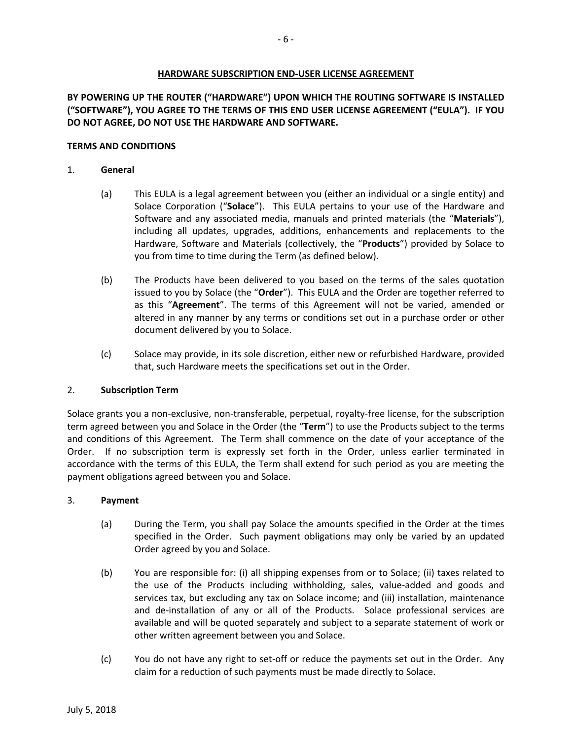## HARDWARE SUBSCRIPTION END-USER LICENSE AGREEMENT

**BY POWERING UP THE ROUTER ("HARDWARE") UPON WHICH THE ROUTING SOFTWARE IS INSTALLED ("SOFTWARE"), YOU AGREE TO THE TERMS OF THIS END USER LICENSE AGREEMENT ("EULA"). IF YOU DO NOT AGREE, DO NOT USE THE HARDWARE AND SOFTWARE.**

### TERMS AND CONDITIONS

1. **General**

   (a) This EULA is a legal agreement between you (either an individual or a single entity) and Solace Corporation ("**Solace**"). This EULA pertains to your use of the Hardware and Software and any associated media, manuals and printed materials (the "**Materials**"), including all updates, upgrades, additions, enhancements and replacements to the Hardware, Software and Materials (collectively, the "**Products**") provided by Solace to you from time to time during the Term (as defined below).

   (b) The Products have been delivered to you based on the terms of the sales quotation issued to you by Solace (the "**Order**"). This EULA and the Order are together referred to as this "**Agreement**". The terms of this Agreement will not be varied, amended or altered in any manner by any terms or conditions set out in a purchase order or other document delivered by you to Solace.

   (c) Solace may provide, in its sole discretion, either new or refurbished Hardware, provided that, such Hardware meets the specifications set out in the Order.

2. **Subscription Term**

Solace grants you a non-exclusive, non-transferable, perpetual, royalty-free license, for the subscription term agreed between you and Solace in the Order (the "**Term**") to use the Products subject to the terms and conditions of this Agreement. The Term shall commence on the date of your acceptance of the Order. If no subscription term is expressly set forth in the Order, unless earlier terminated in accordance with the terms of this EULA, the Term shall extend for such period as you are meeting the payment obligations agreed between you and Solace.

3. **Payment**

   (a) During the Term, you shall pay Solace the amounts specified in the Order at the times specified in the Order. Such payment obligations may only be varied by an updated Order agreed by you and Solace.

   (b) You are responsible for: (i) all shipping expenses from or to Solace; (ii) taxes related to the use of the Products including withholding, sales, value-added and goods and services tax, but excluding any tax on Solace income; and (iii) installation, maintenance and de-installation of any or all of the Products. Solace professional services are available and will be quoted separately and subject to a separate statement of work or other written agreement between you and Solace.

   (c) You do not have any right to set-off or reduce the payments set out in the Order. Any claim for a reduction of such payments must be made directly to Solace.

July 5, 2018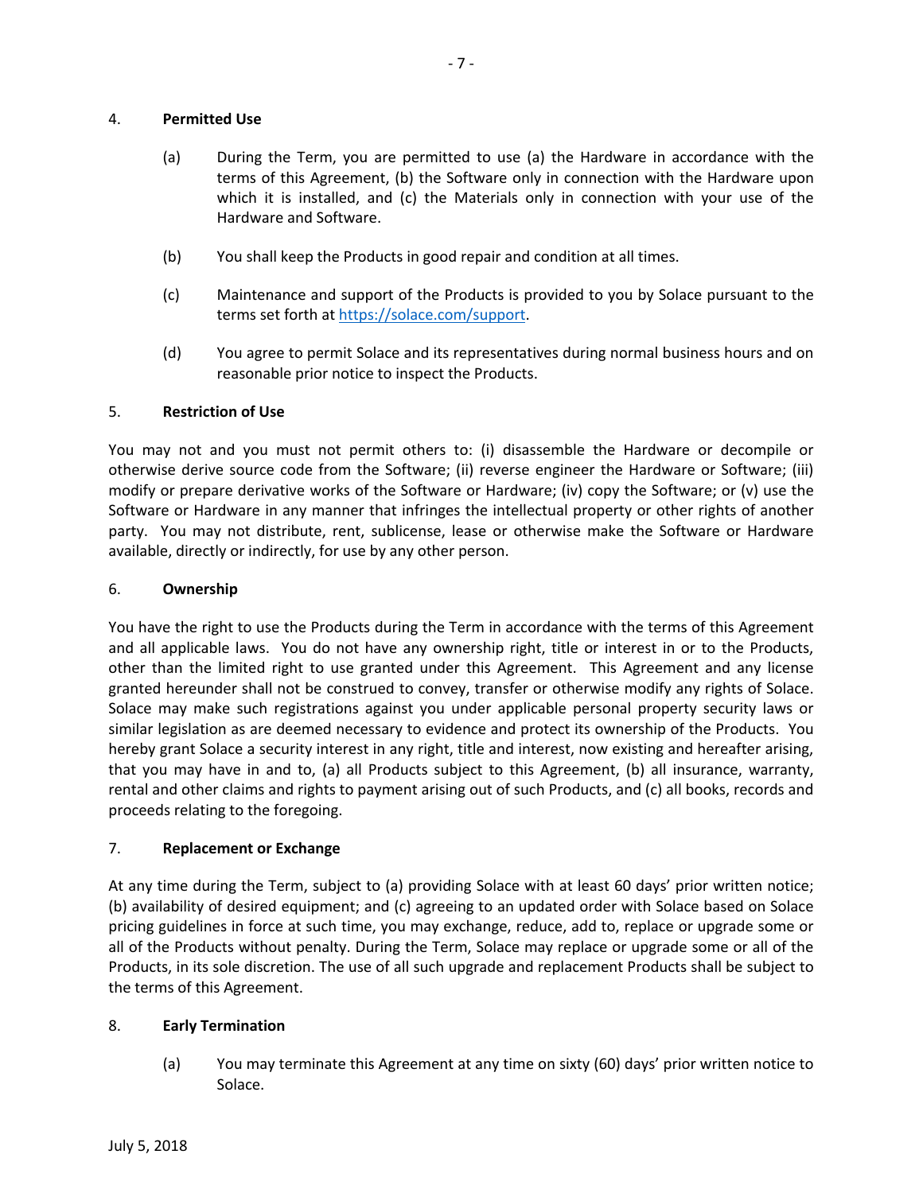## 4. **Permitted Use**

(a) During the Term, you are permitted to use (a) the Hardware in accordance with the terms of this Agreement, (b) the Software only in connection with the Hardware upon which it is installed, and (c) the Materials only in connection with your use of the Hardware and Software.

(b) You shall keep the Products in good repair and condition at all times.

(c) Maintenance and support of the Products is provided to you by Solace pursuant to the terms set forth at [https://solace.com/support](https://solace.com/support).

(d) You agree to permit Solace and its representatives during normal business hours and on reasonable prior notice to inspect the Products.

## 5. **Restriction of Use**

You may not and you must not permit others to: (i) disassemble the Hardware or decompile or otherwise derive source code from the Software; (ii) reverse engineer the Hardware or Software; (iii) modify or prepare derivative works of the Software or Hardware; (iv) copy the Software; or (v) use the Software or Hardware in any manner that infringes the intellectual property or other rights of another party. You may not distribute, rent, sublicense, lease or otherwise make the Software or Hardware available, directly or indirectly, for use by any other person.

## 6. **Ownership**

You have the right to use the Products during the Term in accordance with the terms of this Agreement and all applicable laws. You do not have any ownership right, title or interest in or to the Products, other than the limited right to use granted under this Agreement. This Agreement and any license granted hereunder shall not be construed to convey, transfer or otherwise modify any rights of Solace. Solace may make such registrations against you under applicable personal property security laws or similar legislation as are deemed necessary to evidence and protect its ownership of the Products. You hereby grant Solace a security interest in any right, title and interest, now existing and hereafter arising, that you may have in and to, (a) all Products subject to this Agreement, (b) all insurance, warranty, rental and other claims and rights to payment arising out of such Products, and (c) all books, records and proceeds relating to the foregoing.

## 7. **Replacement or Exchange**

At any time during the Term, subject to (a) providing Solace with at least 60 days' prior written notice; (b) availability of desired equipment; and (c) agreeing to an updated order with Solace based on Solace pricing guidelines in force at such time, you may exchange, reduce, add to, replace or upgrade some or all of the Products without penalty. During the Term, Solace may replace or upgrade some or all of the Products, in its sole discretion. The use of all such upgrade and replacement Products shall be subject to the terms of this Agreement.

## 8. **Early Termination**

(a) You may terminate this Agreement at any time on sixty (60) days' prior written notice to Solace.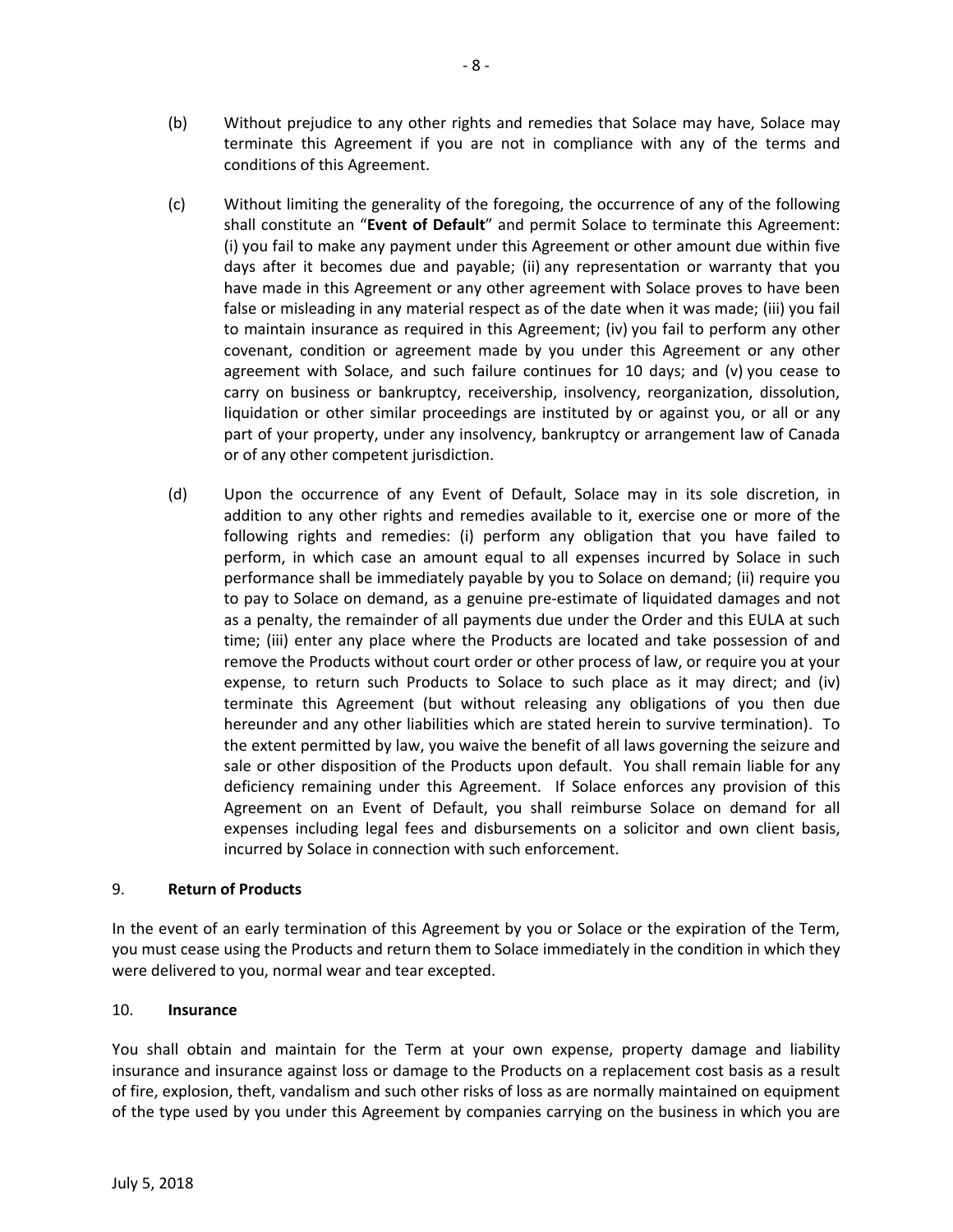(b) Without prejudice to any other rights and remedies that Solace may have, Solace may terminate this Agreement if you are not in compliance with any of the terms and conditions of this Agreement.

(c) Without limiting the generality of the foregoing, the occurrence of any of the following shall constitute an "**Event of Default**" and permit Solace to terminate this Agreement: (i) you fail to make any payment under this Agreement or other amount due within five days after it becomes due and payable; (ii) any representation or warranty that you have made in this Agreement or any other agreement with Solace proves to have been false or misleading in any material respect as of the date when it was made; (iii) you fail to maintain insurance as required in this Agreement; (iv) you fail to perform any other covenant, condition or agreement made by you under this Agreement or any other agreement with Solace, and such failure continues for 10 days; and (v) you cease to carry on business or bankruptcy, receivership, insolvency, reorganization, dissolution, liquidation or other similar proceedings are instituted by or against you, or all or any part of your property, under any insolvency, bankruptcy or arrangement law of Canada or of any other competent jurisdiction.

(d) Upon the occurrence of any Event of Default, Solace may in its sole discretion, in addition to any other rights and remedies available to it, exercise one or more of the following rights and remedies: (i) perform any obligation that you have failed to perform, in which case an amount equal to all expenses incurred by Solace in such performance shall be immediately payable by you to Solace on demand; (ii) require you to pay to Solace on demand, as a genuine pre-estimate of liquidated damages and not as a penalty, the remainder of all payments due under the Order and this EULA at such time; (iii) enter any place where the Products are located and take possession of and remove the Products without court order or other process of law, or require you at your expense, to return such Products to Solace to such place as it may direct; and (iv) terminate this Agreement (but without releasing any obligations of you then due hereunder and any other liabilities which are stated herein to survive termination). To the extent permitted by law, you waive the benefit of all laws governing the seizure and sale or other disposition of the Products upon default. You shall remain liable for any deficiency remaining under this Agreement. If Solace enforces any provision of this Agreement on an Event of Default, you shall reimburse Solace on demand for all expenses including legal fees and disbursements on a solicitor and own client basis, incurred by Solace in connection with such enforcement.

## 9. Return of Products

In the event of an early termination of this Agreement by you or Solace or the expiration of the Term, you must cease using the Products and return them to Solace immediately in the condition in which they were delivered to you, normal wear and tear excepted.

## 10. Insurance

You shall obtain and maintain for the Term at your own expense, property damage and liability insurance and insurance against loss or damage to the Products on a replacement cost basis as a result of fire, explosion, theft, vandalism and such other risks of loss as are normally maintained on equipment of the type used by you under this Agreement by companies carrying on the business in which you are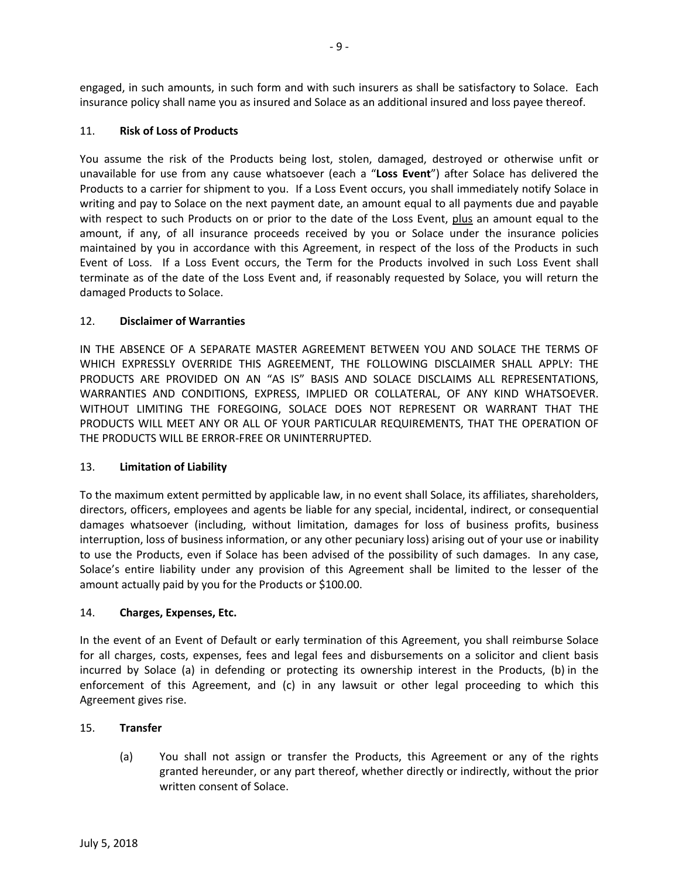engaged, in such amounts, in such form and with such insurers as shall be satisfactory to Solace. Each insurance policy shall name you as insured and Solace as an additional insured and loss payee thereof.

## 11. **Risk of Loss of Products**

You assume the risk of the Products being lost, stolen, damaged, destroyed or otherwise unfit or unavailable for use from any cause whatsoever (each a "**Loss Event**") after Solace has delivered the Products to a carrier for shipment to you. If a Loss Event occurs, you shall immediately notify Solace in writing and pay to Solace on the next payment date, an amount equal to all payments due and payable with respect to such Products on or prior to the date of the Loss Event, plus an amount equal to the amount, if any, of all insurance proceeds received by you or Solace under the insurance policies maintained by you in accordance with this Agreement, in respect of the loss of the Products in such Event of Loss. If a Loss Event occurs, the Term for the Products involved in such Loss Event shall terminate as of the date of the Loss Event and, if reasonably requested by Solace, you will return the damaged Products to Solace.

## 12. **Disclaimer of Warranties**

IN THE ABSENCE OF A SEPARATE MASTER AGREEMENT BETWEEN YOU AND SOLACE THE TERMS OF WHICH EXPRESSLY OVERRIDE THIS AGREEMENT, THE FOLLOWING DISCLAIMER SHALL APPLY: THE PRODUCTS ARE PROVIDED ON AN "AS IS" BASIS AND SOLACE DISCLAIMS ALL REPRESENTATIONS, WARRANTIES AND CONDITIONS, EXPRESS, IMPLIED OR COLLATERAL, OF ANY KIND WHATSOEVER. WITHOUT LIMITING THE FOREGOING, SOLACE DOES NOT REPRESENT OR WARRANT THAT THE PRODUCTS WILL MEET ANY OR ALL OF YOUR PARTICULAR REQUIREMENTS, THAT THE OPERATION OF THE PRODUCTS WILL BE ERROR-FREE OR UNINTERRUPTED.

## 13. **Limitation of Liability**

To the maximum extent permitted by applicable law, in no event shall Solace, its affiliates, shareholders, directors, officers, employees and agents be liable for any special, incidental, indirect, or consequential damages whatsoever (including, without limitation, damages for loss of business profits, business interruption, loss of business information, or any other pecuniary loss) arising out of your use or inability to use the Products, even if Solace has been advised of the possibility of such damages. In any case, Solace's entire liability under any provision of this Agreement shall be limited to the lesser of the amount actually paid by you for the Products or $100.00.

## 14. **Charges, Expenses, Etc.**

In the event of an Event of Default or early termination of this Agreement, you shall reimburse Solace for all charges, costs, expenses, fees and legal fees and disbursements on a solicitor and client basis incurred by Solace (a) in defending or protecting its ownership interest in the Products, (b) in the enforcement of this Agreement, and (c) in any lawsuit or other legal proceeding to which this Agreement gives rise.

## 15. **Transfer**

(a) You shall not assign or transfer the Products, this Agreement or any of the rights granted hereunder, or any part thereof, whether directly or indirectly, without the prior written consent of Solace.

July 5, 2018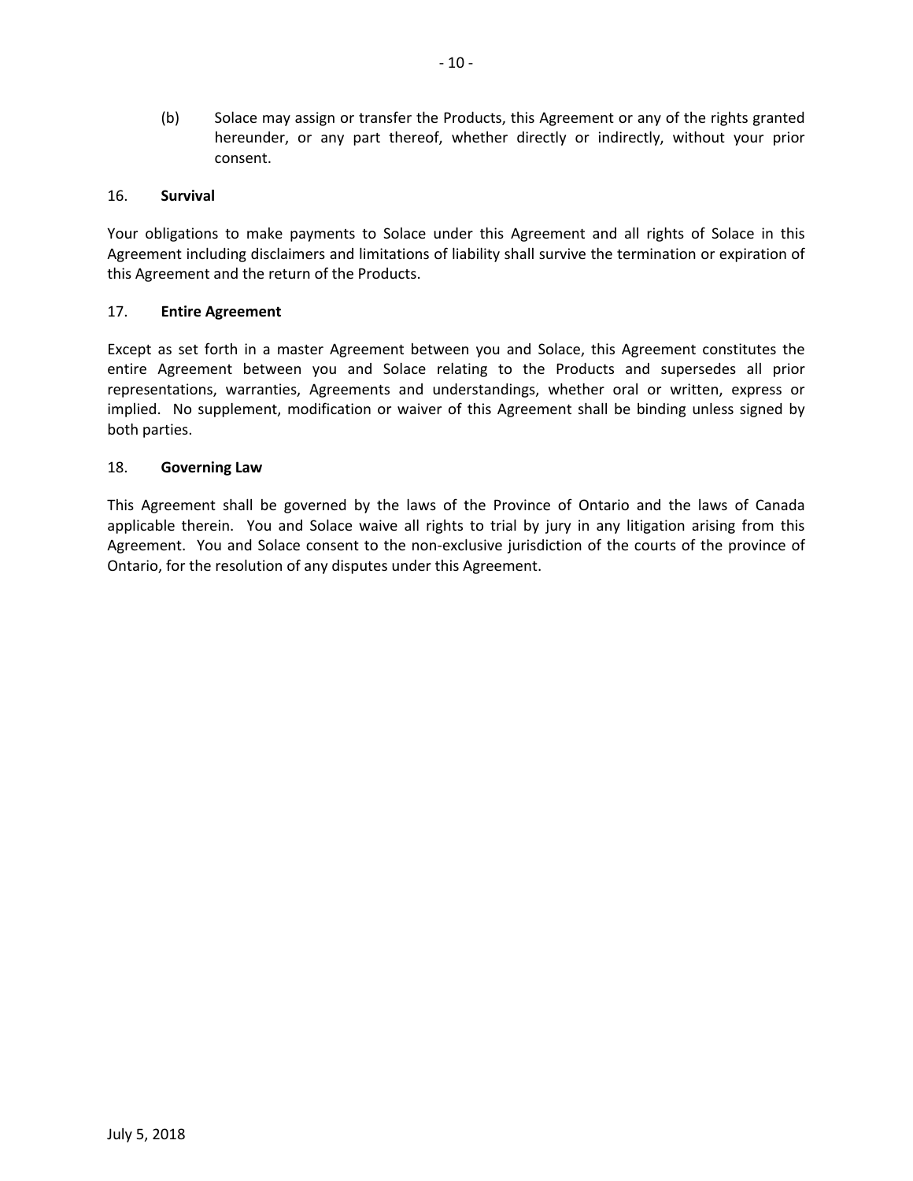(b) Solace may assign or transfer the Products, this Agreement or any of the rights granted hereunder, or any part thereof, whether directly or indirectly, without your prior consent.

16. **Survival**

Your obligations to make payments to Solace under this Agreement and all rights of Solace in this Agreement including disclaimers and limitations of liability shall survive the termination or expiration of this Agreement and the return of the Products.

17. **Entire Agreement**

Except as set forth in a master Agreement between you and Solace, this Agreement constitutes the entire Agreement between you and Solace relating to the Products and supersedes all prior representations, warranties, Agreements and understandings, whether oral or written, express or implied. No supplement, modification or waiver of this Agreement shall be binding unless signed by both parties.

18. **Governing Law**

This Agreement shall be governed by the laws of the Province of Ontario and the laws of Canada applicable therein. You and Solace waive all rights to trial by jury in any litigation arising from this Agreement. You and Solace consent to the non-exclusive jurisdiction of the courts of the province of Ontario, for the resolution of any disputes under this Agreement.